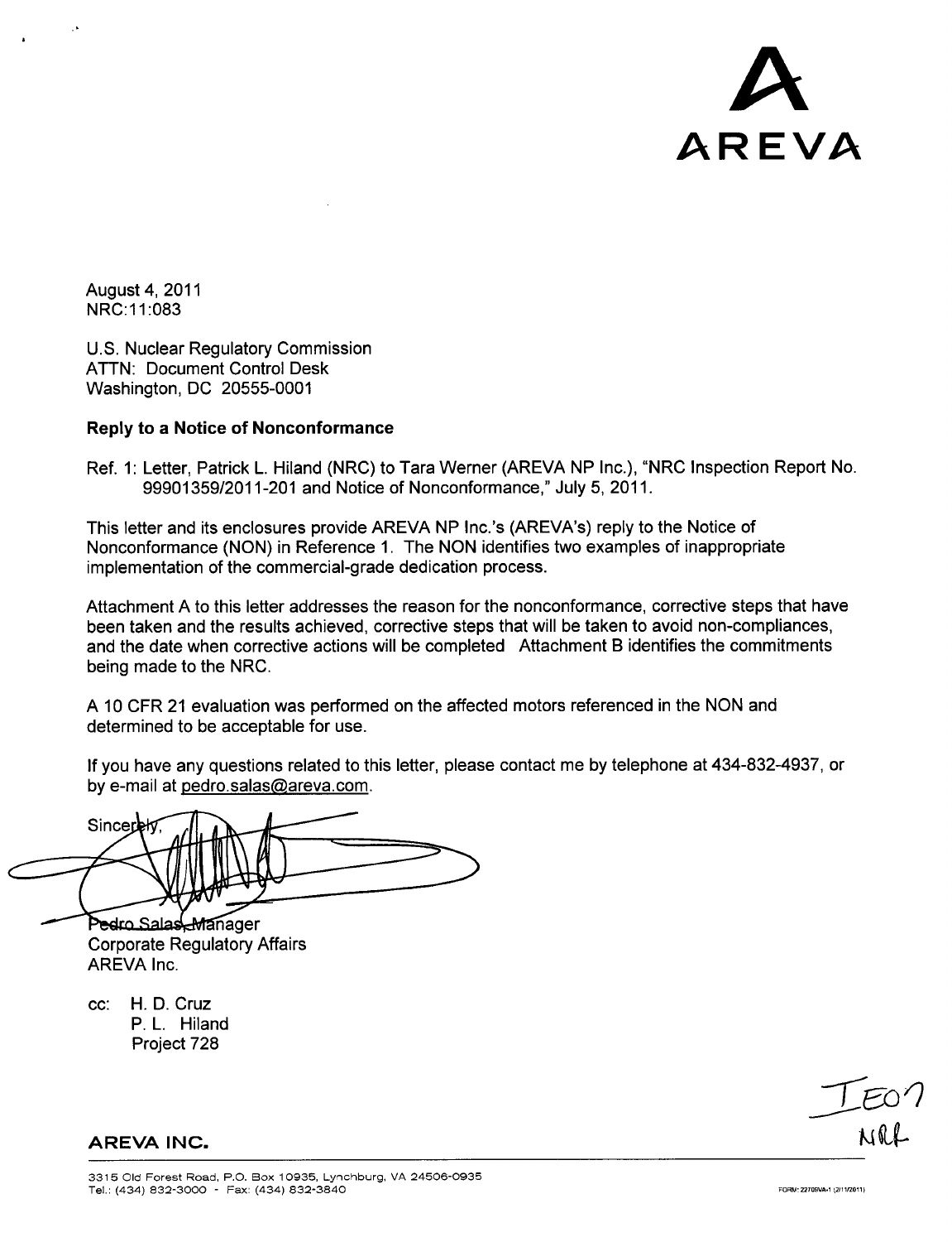# AREVA

August 4, 2011
NRC:11:083

U.S. Nuclear Regulatory Commission
ATTN: Document Control Desk
Washington, DC 20555-0001

**Reply to a Notice of Nonconformance**

Ref. 1: Letter, Patrick L. Hiland (NRC) to Tara Werner (AREVA NP Inc.), "NRC Inspection Report No. 99901359/2011-201 and Notice of Nonconformance," July 5, 2011.

This letter and its enclosures provide AREVA NP Inc.'s (AREVA's) reply to the Notice of Nonconformance (NON) in Reference 1. The NON identifies two examples of inappropriate implementation of the commercial-grade dedication process.

Attachment A to this letter addresses the reason for the nonconformance, corrective steps that have been taken and the results achieved, corrective steps that will be taken to avoid non-compliances, and the date when corrective actions will be completed Attachment B identifies the commitments being made to the NRC.

A 10 CFR 21 evaluation was performed on the affected motors referenced in the NON and determined to be acceptable for use.

If you have any questions related to this letter, please contact me by telephone at 434-832-4937, or by e-mail at pedro.salas@areva.com.

Sincerely,

Pedro Salas, Manager
Corporate Regulatory Affairs
AREVA Inc.

cc: H. D. Cruz
P. L. Hiland
Project 728

IE07
NRR

**AREVA INC.**

3315 Old Forest Road, P.O. Box 10935, Lynchburg, VA 24506-0935
Tel.: (434) 832-3000 - Fax: (434) 832-3840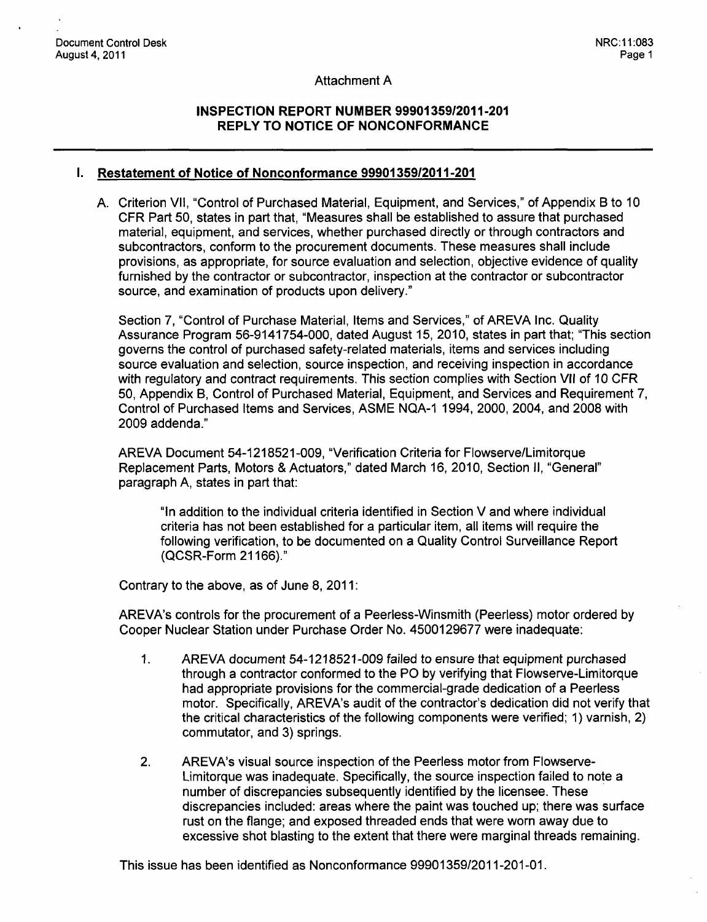## Attachment A

### INSPECTION REPORT NUMBER 99901359/2011-201 REPLY TO NOTICE OF NONCONFORMANCE

---

## I. Restatement of Notice of Nonconformance 99901359/2011-201

A. Criterion VII, "Control of Purchased Material, Equipment, and Services," of Appendix B to 10 CFR Part 50, states in part that, "Measures shall be established to assure that purchased material, equipment, and services, whether purchased directly or through contractors and subcontractors, conform to the procurement documents. These measures shall include provisions, as appropriate, for source evaluation and selection, objective evidence of quality furnished by the contractor or subcontractor, inspection at the contractor or subcontractor source, and examination of products upon delivery."

Section 7, "Control of Purchase Material, Items and Services," of AREVA Inc. Quality Assurance Program 56-9141754-000, dated August 15, 2010, states in part that; "This section governs the control of purchased safety-related materials, items and services including source evaluation and selection, source inspection, and receiving inspection in accordance with regulatory and contract requirements. This section complies with Section VII of 10 CFR 50, Appendix B, Control of Purchased Material, Equipment, and Services and Requirement 7, Control of Purchased Items and Services, ASME NQA-1 1994, 2000, 2004, and 2008 with 2009 addenda."

AREVA Document 54-1218521-009, "Verification Criteria for Flowserve/Limitorque Replacement Parts, Motors & Actuators," dated March 16, 2010, Section II, "General" paragraph A, states in part that:

> "In addition to the individual criteria identified in Section V and where individual criteria has not been established for a particular item, all items will require the following verification, to be documented on a Quality Control Surveillance Report (QCSR-Form 21166)."

Contrary to the above, as of June 8, 2011:

AREVA's controls for the procurement of a Peerless-Winsmith (Peerless) motor ordered by Cooper Nuclear Station under Purchase Order No. 4500129677 were inadequate:

1. AREVA document 54-1218521-009 failed to ensure that equipment purchased through a contractor conformed to the PO by verifying that Flowserve-Limitorque had appropriate provisions for the commercial-grade dedication of a Peerless motor. Specifically, AREVA's audit of the contractor's dedication did not verify that the critical characteristics of the following components were verified; 1) varnish, 2) commutator, and 3) springs.

2. AREVA's visual source inspection of the Peerless motor from Flowserve-Limitorque was inadequate. Specifically, the source inspection failed to note a number of discrepancies subsequently identified by the licensee. These discrepancies included: areas where the paint was touched up; there was surface rust on the flange; and exposed threaded ends that were worn away due to excessive shot blasting to the extent that there were marginal threads remaining.

This issue has been identified as Nonconformance 99901359/2011-201-01.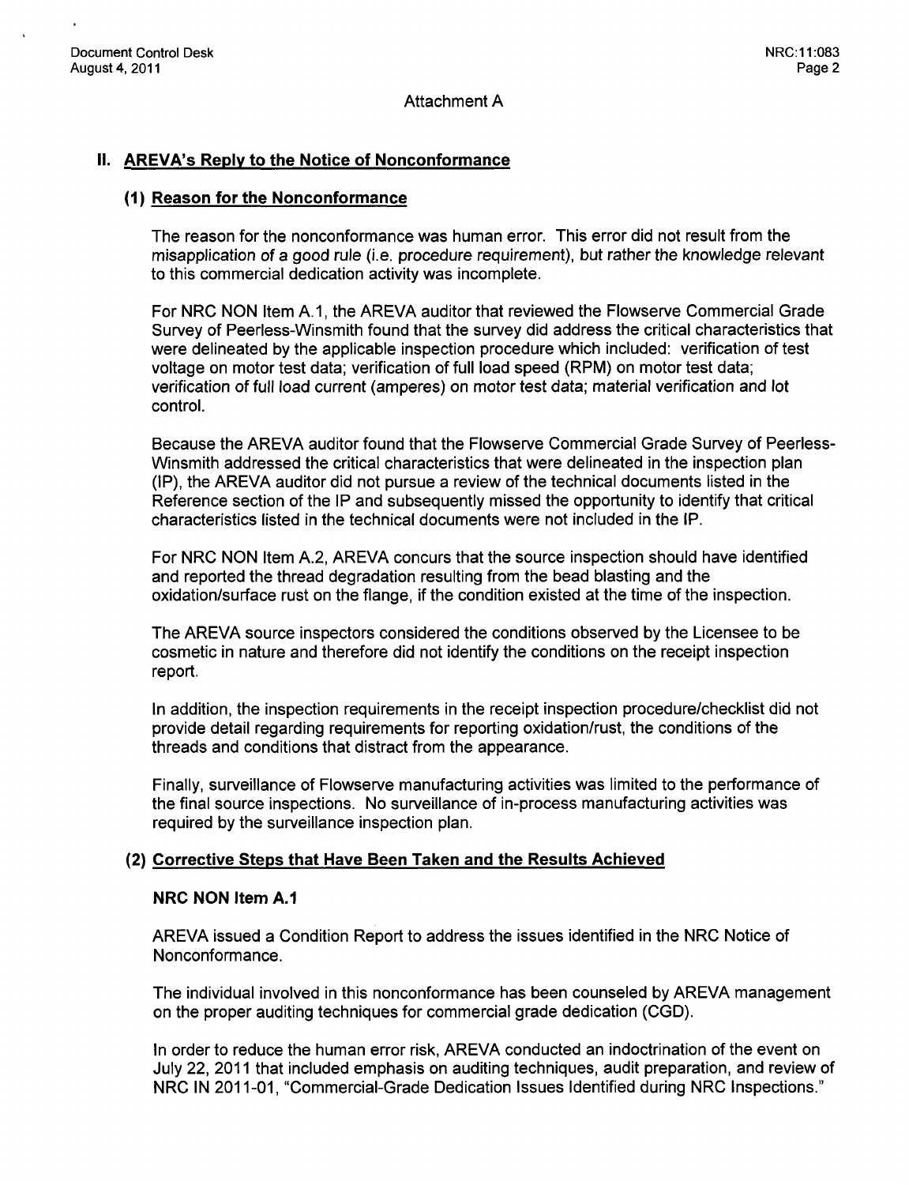Attachment A

## II. AREVA's Reply to the Notice of Nonconformance

### (1) Reason for the Nonconformance

The reason for the nonconformance was human error. This error did not result from the misapplication of a good rule (i.e. procedure requirement), but rather the knowledge relevant to this commercial dedication activity was incomplete.

For NRC NON Item A.1, the AREVA auditor that reviewed the Flowserve Commercial Grade Survey of Peerless-Winsmith found that the survey did address the critical characteristics that were delineated by the applicable inspection procedure which included: verification of test voltage on motor test data; verification of full load speed (RPM) on motor test data; verification of full load current (amperes) on motor test data; material verification and lot control.

Because the AREVA auditor found that the Flowserve Commercial Grade Survey of Peerless-Winsmith addressed the critical characteristics that were delineated in the inspection plan (IP), the AREVA auditor did not pursue a review of the technical documents listed in the Reference section of the IP and subsequently missed the opportunity to identify that critical characteristics listed in the technical documents were not included in the IP.

For NRC NON Item A.2, AREVA concurs that the source inspection should have identified and reported the thread degradation resulting from the bead blasting and the oxidation/surface rust on the flange, if the condition existed at the time of the inspection.

The AREVA source inspectors considered the conditions observed by the Licensee to be cosmetic in nature and therefore did not identify the conditions on the receipt inspection report.

In addition, the inspection requirements in the receipt inspection procedure/checklist did not provide detail regarding requirements for reporting oxidation/rust, the conditions of the threads and conditions that distract from the appearance.

Finally, surveillance of Flowserve manufacturing activities was limited to the performance of the final source inspections. No surveillance of in-process manufacturing activities was required by the surveillance inspection plan.

### (2) Corrective Steps that Have Been Taken and the Results Achieved

**NRC NON Item A.1**

AREVA issued a Condition Report to address the issues identified in the NRC Notice of Nonconformance.

The individual involved in this nonconformance has been counseled by AREVA management on the proper auditing techniques for commercial grade dedication (CGD).

In order to reduce the human error risk, AREVA conducted an indoctrination of the event on July 22, 2011 that included emphasis on auditing techniques, audit preparation, and review of NRC IN 2011-01, "Commercial-Grade Dedication Issues Identified during NRC Inspections."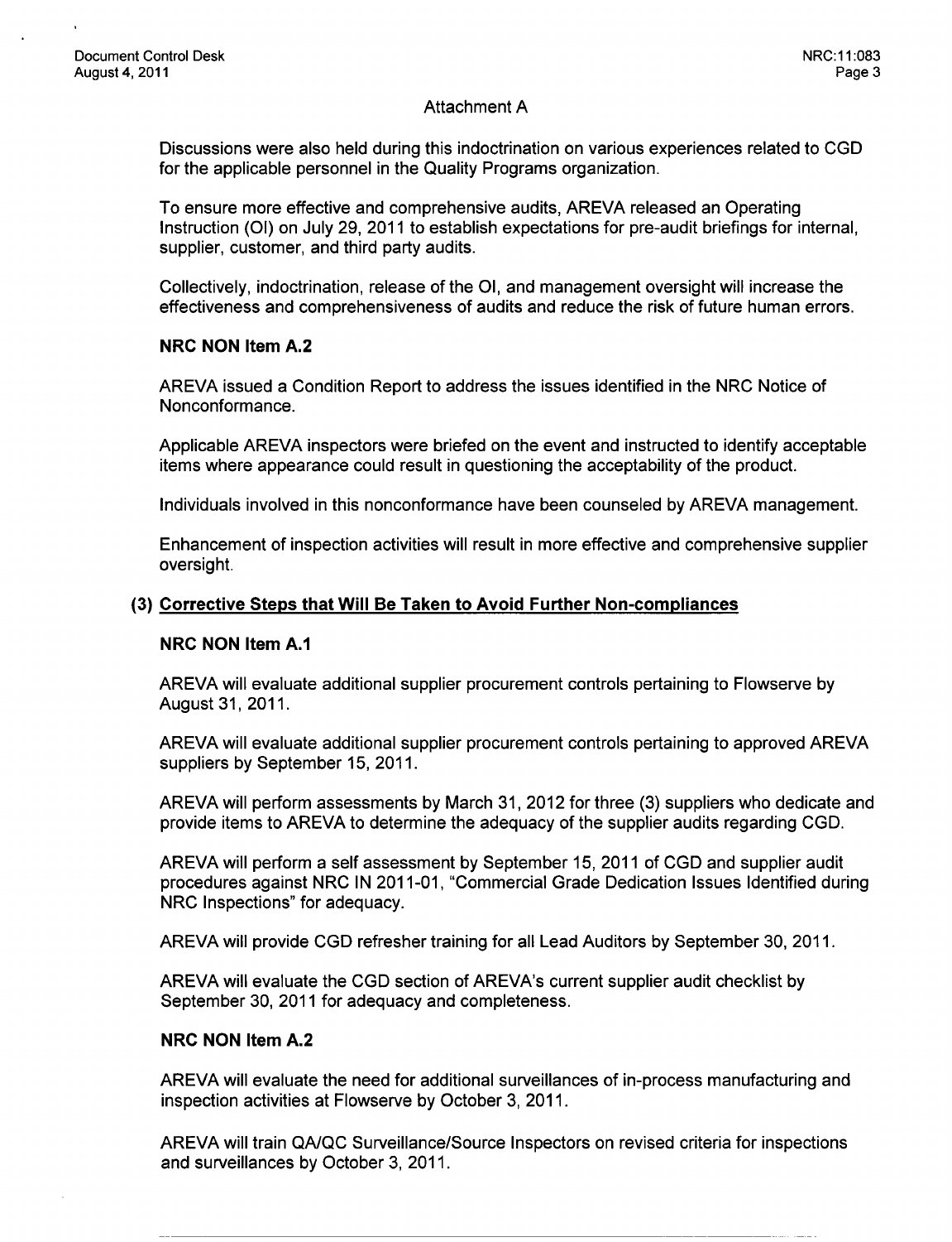Attachment A

Discussions were also held during this indoctrination on various experiences related to CGD for the applicable personnel in the Quality Programs organization.

To ensure more effective and comprehensive audits, AREVA released an Operating Instruction (OI) on July 29, 2011 to establish expectations for pre-audit briefings for internal, supplier, customer, and third party audits.

Collectively, indoctrination, release of the OI, and management oversight will increase the effectiveness and comprehensiveness of audits and reduce the risk of future human errors.

**NRC NON Item A.2**

AREVA issued a Condition Report to address the issues identified in the NRC Notice of Nonconformance.

Applicable AREVA inspectors were briefed on the event and instructed to identify acceptable items where appearance could result in questioning the acceptability of the product.

Individuals involved in this nonconformance have been counseled by AREVA management.

Enhancement of inspection activities will result in more effective and comprehensive supplier oversight.

### (3) Corrective Steps that Will Be Taken to Avoid Further Non-compliances

**NRC NON Item A.1**

AREVA will evaluate additional supplier procurement controls pertaining to Flowserve by August 31, 2011.

AREVA will evaluate additional supplier procurement controls pertaining to approved AREVA suppliers by September 15, 2011.

AREVA will perform assessments by March 31, 2012 for three (3) suppliers who dedicate and provide items to AREVA to determine the adequacy of the supplier audits regarding CGD.

AREVA will perform a self assessment by September 15, 2011 of CGD and supplier audit procedures against NRC IN 2011-01, "Commercial Grade Dedication Issues Identified during NRC Inspections" for adequacy.

AREVA will provide CGD refresher training for all Lead Auditors by September 30, 2011.

AREVA will evaluate the CGD section of AREVA's current supplier audit checklist by September 30, 2011 for adequacy and completeness.

**NRC NON Item A.2**

AREVA will evaluate the need for additional surveillances of in-process manufacturing and inspection activities at Flowserve by October 3, 2011.

AREVA will train QA/QC Surveillance/Source Inspectors on revised criteria for inspections and surveillances by October 3, 2011.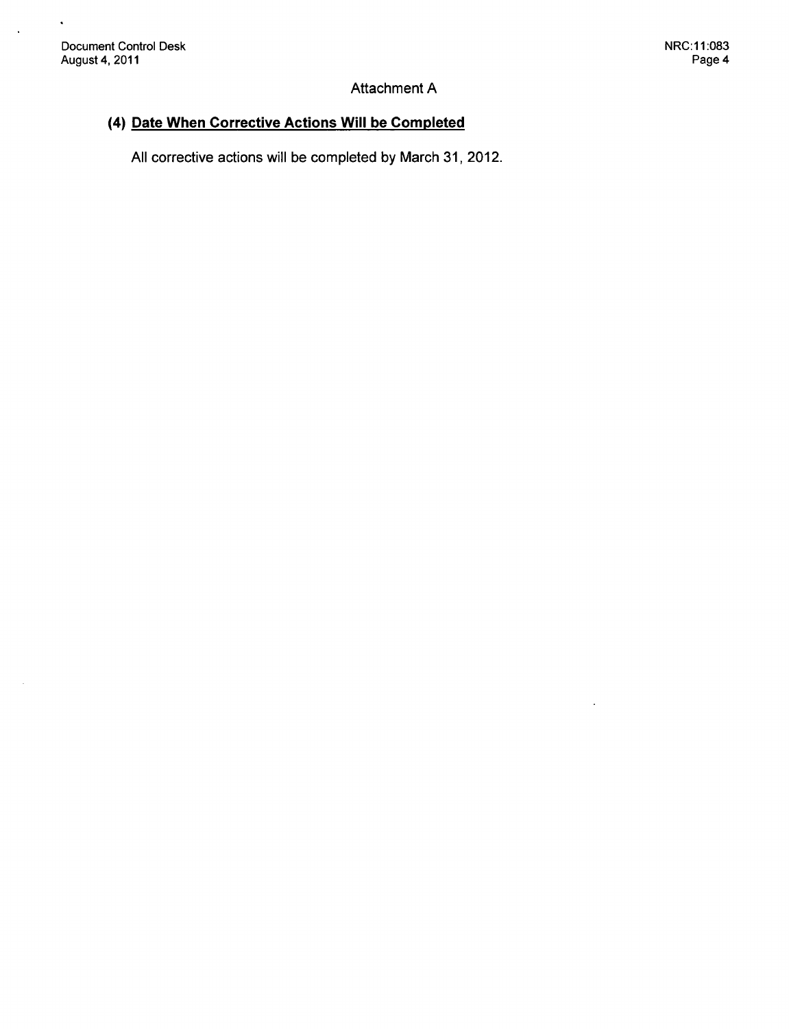Attachment A

### (4) Date When Corrective Actions Will be Completed

All corrective actions will be completed by March 31, 2012.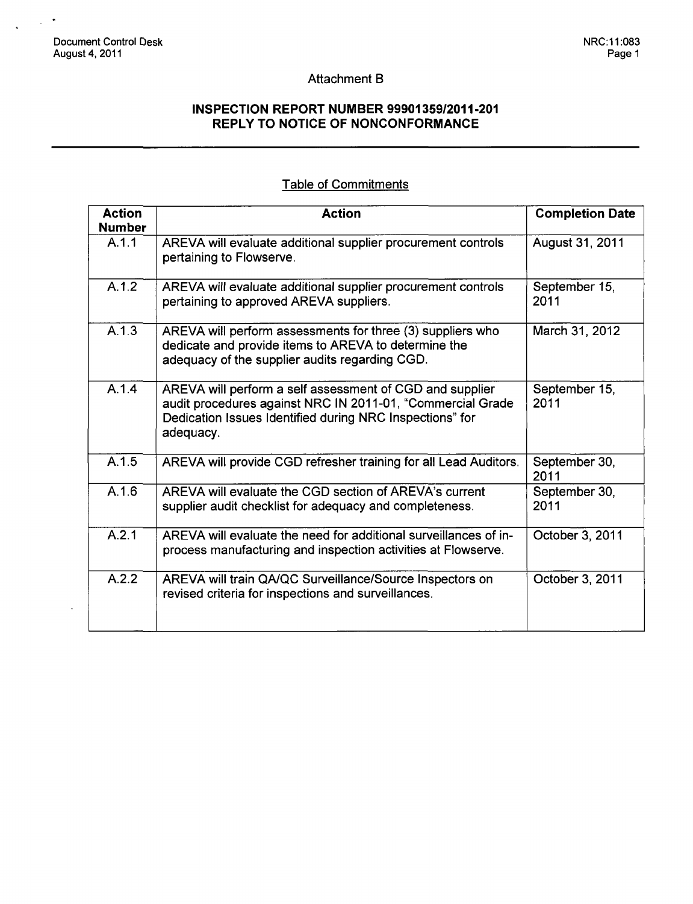Attachment B

## INSPECTION REPORT NUMBER 99901359/2011-201
## REPLY TO NOTICE OF NONCONFORMANCE

Table of Commitments

| Action Number | Action | Completion Date |
|---|---|---|
| A.1.1 | AREVA will evaluate additional supplier procurement controls pertaining to Flowserve. | August 31, 2011 |
| A.1.2 | AREVA will evaluate additional supplier procurement controls pertaining to approved AREVA suppliers. | September 15, 2011 |
| A.1.3 | AREVA will perform assessments for three (3) suppliers who dedicate and provide items to AREVA to determine the adequacy of the supplier audits regarding CGD. | March 31, 2012 |
| A.1.4 | AREVA will perform a self assessment of CGD and supplier audit procedures against NRC IN 2011-01, "Commercial Grade Dedication Issues Identified during NRC Inspections" for adequacy. | September 15, 2011 |
| A.1.5 | AREVA will provide CGD refresher training for all Lead Auditors. | September 30, 2011 |
| A.1.6 | AREVA will evaluate the CGD section of AREVA's current supplier audit checklist for adequacy and completeness. | September 30, 2011 |
| A.2.1 | AREVA will evaluate the need for additional surveillances of in-process manufacturing and inspection activities at Flowserve. | October 3, 2011 |
| A.2.2 | AREVA will train QA/QC Surveillance/Source Inspectors on revised criteria for inspections and surveillances. | October 3, 2011 |